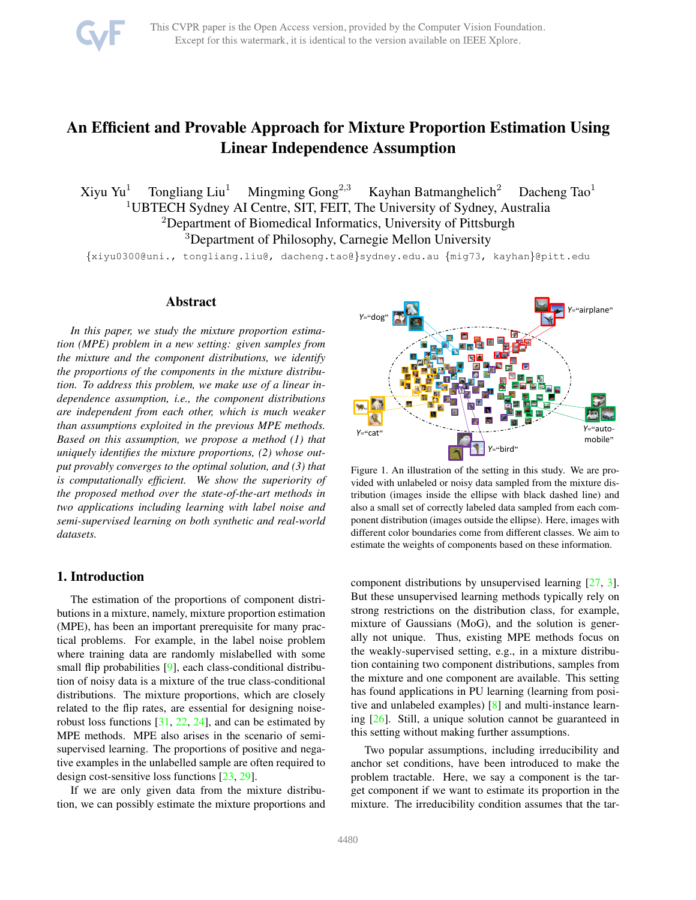# An Efficient and Provable Approach for Mixture Proportion Estimation Using Linear Independence Assumption

Xiyu Yu[1] Tongliang Liu[1] Mingming Gong[2,3] Kayhan Batmanghelich[2] Dacheng Tao[1]

[1]UBTECH Sydney AI Centre, SIT, FEIT, The University of Sydney, Australia
[2]Department of Biomedical Informatics, University of Pittsburgh
[3]Department of Philosophy, Carnegie Mellon University

{xiyu0300@uni., tongliang.liu@, dacheng.tao@}sydney.edu.au {mig73, kayhan}@pitt.edu

## Abstract

*In this paper, we study the mixture proportion estimation (MPE) problem in a new setting: given samples from the mixture and the component distributions, we identify the proportions of the components in the mixture distribution. To address this problem, we make use of a linear independence assumption, i.e., the component distributions are independent from each other, which is much weaker than assumptions exploited in the previous MPE methods. Based on this assumption, we propose a method (1) that uniquely identifies the mixture proportions, (2) whose output provably converges to the optimal solution, and (3) that is computationally efficient. We show the superiority of the proposed method over the state-of-the-art methods in two applications including learning with label noise and semi-supervised learning on both synthetic and real-world datasets.*

Figure 1. An illustration of the setting in this study. We are provided with unlabeled or noisy data sampled from the mixture distribution (images inside the ellipse with black dashed line) and also a small set of correctly labeled data sampled from each component distribution (images outside the ellipse). Here, images with different color boundaries come from different classes. We aim to estimate the weights of components based on these information.

## 1. Introduction

The estimation of the proportions of component distributions in a mixture, namely, mixture proportion estimation (MPE), has been an important prerequisite for many practical problems. For example, in the label noise problem where training data are randomly mislabelled with some small flip probabilities [9], each class-conditional distribution of noisy data is a mixture of the true class-conditional distributions. The mixture proportions, which are closely related to the flip rates, are essential for designing noise-robust loss functions [31, 22, 24], and can be estimated by MPE methods. MPE also arises in the scenario of semi-supervised learning. The proportions of positive and negative examples in the unlabelled sample are often required to design cost-sensitive loss functions [23, 29].

If we are only given data from the mixture distribution, we can possibly estimate the mixture proportions and component distributions by unsupervised learning [27, 3]. But these unsupervised learning methods typically rely on strong restrictions on the distribution class, for example, mixture of Gaussians (MoG), and the solution is generally not unique. Thus, existing MPE methods focus on the weakly-supervised setting, e.g., in a mixture distribution containing two component distributions, samples from the mixture and one component are available. This setting has found applications in PU learning (learning from positive and unlabeled examples) [8] and multi-instance learning [26]. Still, a unique solution cannot be guaranteed in this setting without making further assumptions.

Two popular assumptions, including irreducibility and anchor set conditions, have been introduced to make the problem tractable. Here, we say a component is the target component if we want to estimate its proportion in the mixture. The irreducibility condition assumes that the tar-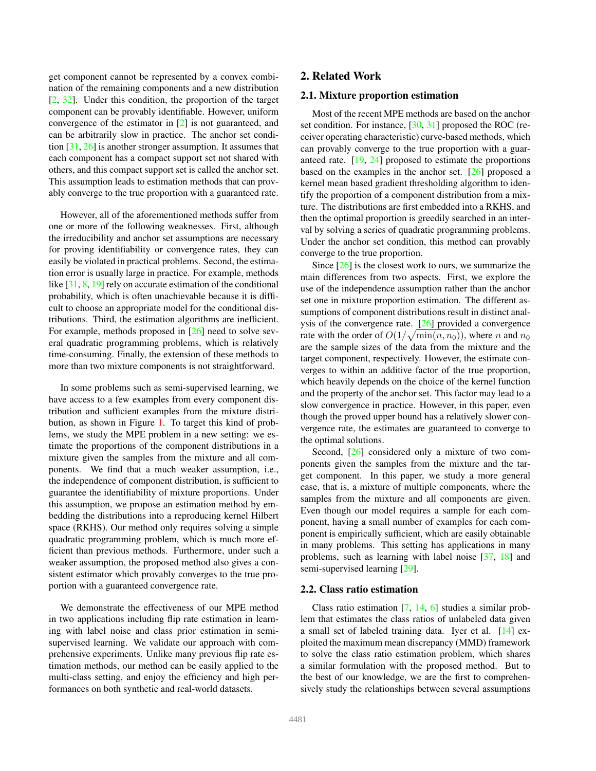get component cannot be represented by a convex combination of the remaining components and a new distribution [2, 32]. Under this condition, the proportion of the target component can be provably identifiable. However, uniform convergence of the estimator in [2] is not guaranteed, and can be arbitrarily slow in practice. The anchor set condition [31, 26] is another stronger assumption. It assumes that each component has a compact support set not shared with others, and this compact support set is called the anchor set. This assumption leads to estimation methods that can provably converge to the true proportion with a guaranteed rate.

However, all of the aforementioned methods suffer from one or more of the following weaknesses. First, although the irreducibility and anchor set assumptions are necessary for proving identifiability or convergence rates, they can easily be violated in practical problems. Second, the estimation error is usually large in practice. For example, methods like [31, 8, 19] rely on accurate estimation of the conditional probability, which is often unachievable because it is difficult to choose an appropriate model for the conditional distributions. Third, the estimation algorithms are inefficient. For example, methods proposed in [26] need to solve several quadratic programming problems, which is relatively time-consuming. Finally, the extension of these methods to more than two mixture components is not straightforward.

In some problems such as semi-supervised learning, we have access to a few examples from every component distribution and sufficient examples from the mixture distribution, as shown in Figure 1. To target this kind of problems, we study the MPE problem in a new setting: we estimate the proportions of the component distributions in a mixture given the samples from the mixture and all components. We find that a much weaker assumption, i.e., the independence of component distribution, is sufficient to guarantee the identifiability of mixture proportions. Under this assumption, we propose an estimation method by embedding the distributions into a reproducing kernel Hilbert space (RKHS). Our method only requires solving a simple quadratic programming problem, which is much more efficient than previous methods. Furthermore, under such a weaker assumption, the proposed method also gives a consistent estimator which provably converges to the true proportion with a guaranteed convergence rate.

We demonstrate the effectiveness of our MPE method in two applications including flip rate estimation in learning with label noise and class prior estimation in semi-supervised learning. We validate our approach with comprehensive experiments. Unlike many previous flip rate estimation methods, our method can be easily applied to the multi-class setting, and enjoy the efficiency and high performances on both synthetic and real-world datasets.

## 2. Related Work

### 2.1. Mixture proportion estimation

Most of the recent MPE methods are based on the anchor set condition. For instance, [30, 31] proposed the ROC (receiver operating characteristic) curve-based methods, which can provably converge to the true proportion with a guaranteed rate. [19, 24] proposed to estimate the proportions based on the examples in the anchor set. [26] proposed a kernel mean based gradient thresholding algorithm to identify the proportion of a component distribution from a mixture. The distributions are first embedded into a RKHS, and then the optimal proportion is greedily searched in an interval by solving a series of quadratic programming problems. Under the anchor set condition, this method can provably converge to the true proportion.

Since [26] is the closest work to ours, we summarize the main differences from two aspects. First, we explore the use of the independence assumption rather than the anchor set one in mixture proportion estimation. The different assumptions of component distributions result in distinct analysis of the convergence rate. [26] provided a convergence rate with the order of $O(1/\sqrt{\min(n, n_0)})$, where $n$ and $n_0$ are the sample sizes of the data from the mixture and the target component, respectively. However, the estimate converges to within an additive factor of the true proportion, which heavily depends on the choice of the kernel function and the property of the anchor set. This factor may lead to a slow convergence in practice. However, in this paper, even though the proved upper bound has a relatively slower convergence rate, the estimates are guaranteed to converge to the optimal solutions.

Second, [26] considered only a mixture of two components given the samples from the mixture and the target component. In this paper, we study a more general case, that is, a mixture of multiple components, where the samples from the mixture and all components are given. Even though our model requires a sample for each component, having a small number of examples for each component is empirically sufficient, which are easily obtainable in many problems. This setting has applications in many problems, such as learning with label noise [37, 18] and semi-supervised learning [29].

### 2.2. Class ratio estimation

Class ratio estimation [7, 14, 6] studies a similar problem that estimates the class ratios of unlabeled data given a small set of labeled training data. Iyer et al. [14] exploited the maximum mean discrepancy (MMD) framework to solve the class ratio estimation problem, which shares a similar formulation with the proposed method. But to the best of our knowledge, we are the first to comprehensively study the relationships between several assumptions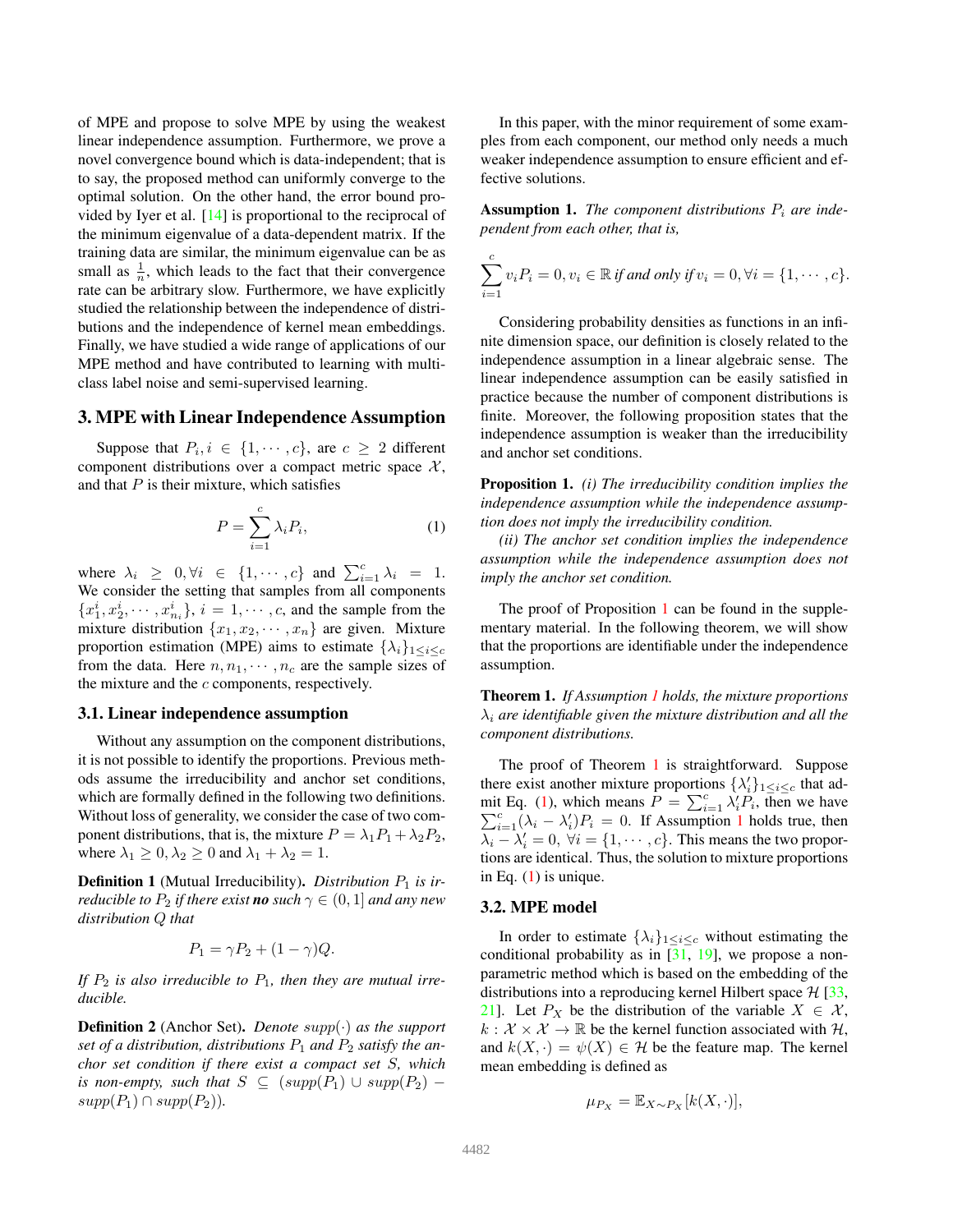of MPE and propose to solve MPE by using the weakest linear independence assumption. Furthermore, we prove a novel convergence bound which is data-independent; that is to say, the proposed method can uniformly converge to the optimal solution. On the other hand, the error bound provided by Iyer et al. [14] is proportional to the reciprocal of the minimum eigenvalue of a data-dependent matrix. If the training data are similar, the minimum eigenvalue can be as small as $\frac{1}{n}$, which leads to the fact that their convergence rate can be arbitrary slow. Furthermore, we have explicitly studied the relationship between the independence of distributions and the independence of kernel mean embeddings. Finally, we have studied a wide range of applications of our MPE method and have contributed to learning with multi-class label noise and semi-supervised learning.

## 3. MPE with Linear Independence Assumption

Suppose that $P_i, i \in \{1, \cdots, c\}$, are $c \geq 2$ different component distributions over a compact metric space $\mathcal{X}$, and that $P$ is their mixture, which satisfies

$$P = \sum_{i=1}^{c} \lambda_i P_i, \tag{1}$$

where $\lambda_i \geq 0, \forall i \in \{1, \cdots, c\}$ and $\sum_{i=1}^{c} \lambda_i = 1$. We consider the setting that samples from all components $\{x_1^i, x_2^i, \cdots, x_{n_i}^i\}$, $i = 1, \cdots, c$, and the sample from the mixture distribution $\{x_1, x_2, \cdots, x_n\}$ are given. Mixture proportion estimation (MPE) aims to estimate $\{\lambda_i\}_{1 \leq i \leq c}$ from the data. Here $n, n_1, \cdots, n_c$ are the sample sizes of the mixture and the $c$ components, respectively.

### 3.1. Linear independence assumption

Without any assumption on the component distributions, it is not possible to identify the proportions. Previous methods assume the irreducibility and anchor set conditions, which are formally defined in the following two definitions. Without loss of generality, we consider the case of two component distributions, that is, the mixture $P = \lambda_1 P_1 + \lambda_2 P_2$, where $\lambda_1 \geq 0, \lambda_2 \geq 0$ and $\lambda_1 + \lambda_2 = 1$.

**Definition 1** (Mutual Irreducibility). *Distribution $P_1$ is irreducible to $P_2$ if there exist **no** such $\gamma \in (0, 1]$ and any new distribution $Q$ that*

$$P_1 = \gamma P_2 + (1 - \gamma) Q.$$

*If $P_2$ is also irreducible to $P_1$, then they are mutual irreducible.*

**Definition 2** (Anchor Set). *Denote $supp(\cdot)$ as the support set of a distribution, distributions $P_1$ and $P_2$ satisfy the anchor set condition if there exist a compact set $S$, which is non-empty, such that $S \subseteq (supp(P_1) \cup supp(P_2) - supp(P_1) \cap supp(P_2))$.*

In this paper, with the minor requirement of some examples from each component, our method only needs a much weaker independence assumption to ensure efficient and effective solutions.

**Assumption 1.** *The component distributions $P_i$ are independent from each other, that is,*

$$\sum_{i=1}^{c} v_i P_i = 0, v_i \in \mathbb{R} \text{ if and only if } v_i = 0, \forall i = \{1, \cdots, c\}.$$

Considering probability densities as functions in an infinite dimension space, our definition is closely related to the independence assumption in a linear algebraic sense. The linear independence assumption can be easily satisfied in practice because the number of component distributions is finite. Moreover, the following proposition states that the independence assumption is weaker than the irreducibility and anchor set conditions.

**Proposition 1.** *(i) The irreducibility condition implies the independence assumption while the independence assumption does not imply the irreducibility condition.*

*(ii) The anchor set condition implies the independence assumption while the independence assumption does not imply the anchor set condition.*

The proof of Proposition 1 can be found in the supplementary material. In the following theorem, we will show that the proportions are identifiable under the independence assumption.

**Theorem 1.** *If Assumption 1 holds, the mixture proportions $\lambda_i$ are identifiable given the mixture distribution and all the component distributions.*

The proof of Theorem 1 is straightforward. Suppose there exist another mixture proportions $\{\lambda'_i\}_{1 \leq i \leq c}$ that admit Eq. (1), which means $P = \sum_{i=1}^{c} \lambda'_i P_i$, then we have $\sum_{i=1}^{c} (\lambda_i - \lambda'_i) P_i = 0$. If Assumption 1 holds true, then $\lambda_i - \lambda'_i = 0$, $\forall i = \{1, \cdots, c\}$. This means the two proportions are identical. Thus, the solution to mixture proportions in Eq. (1) is unique.

### 3.2. MPE model

In order to estimate $\{\lambda_i\}_{1 \leq i \leq c}$ without estimating the conditional probability as in [31, 19], we propose a non-parametric method which is based on the embedding of the distributions into a reproducing kernel Hilbert space $\mathcal{H}$ [33, 21]. Let $P_X$ be the distribution of the variable $X \in \mathcal{X}$, $k : \mathcal{X} \times \mathcal{X} \to \mathbb{R}$ be the kernel function associated with $\mathcal{H}$, and $k(X, \cdot) = \psi(X) \in \mathcal{H}$ be the feature map. The kernel mean embedding is defined as

$$\mu_{P_X} = \mathbb{E}_{X \sim P_X}[k(X, \cdot)],$$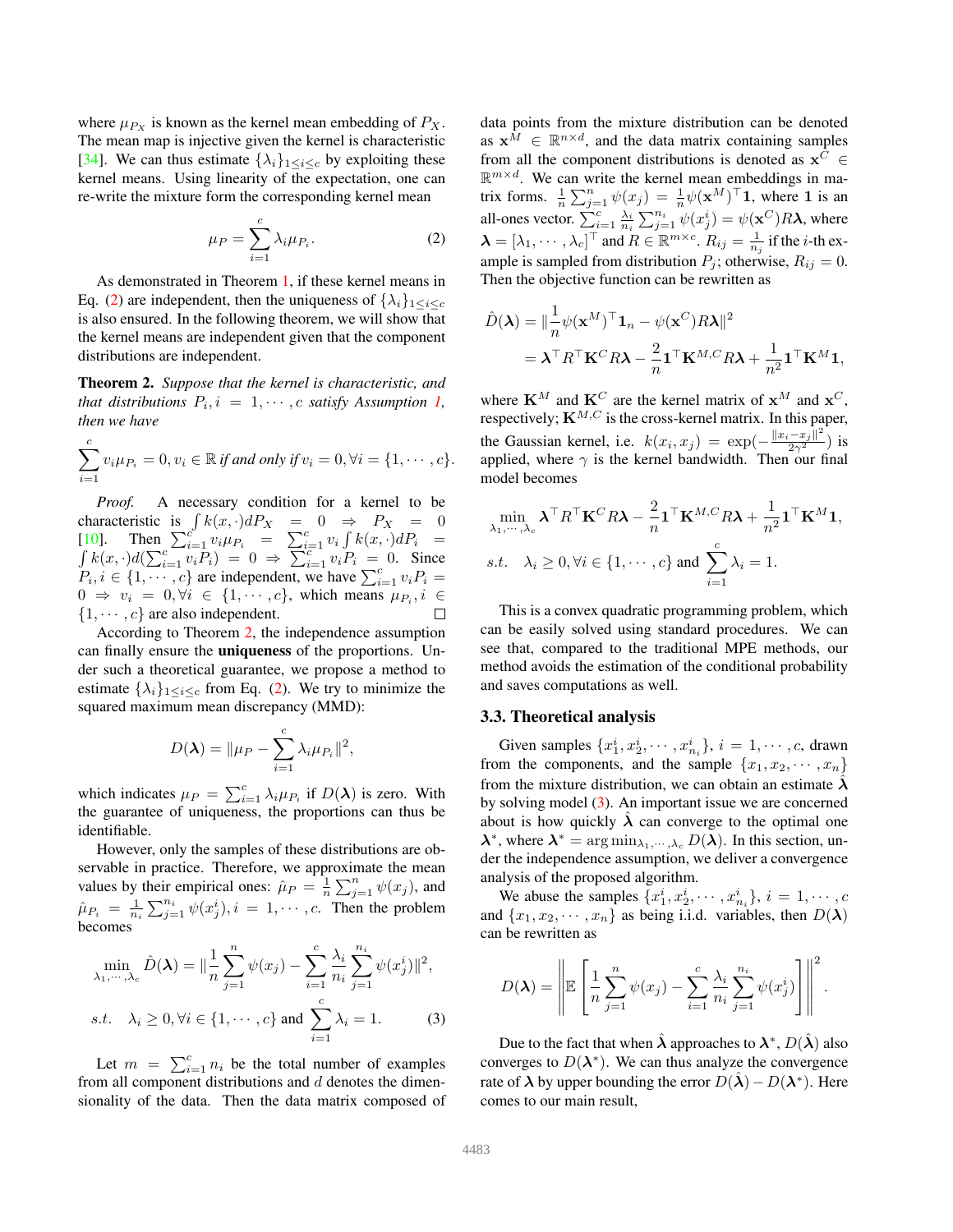where $\mu_{P_X}$ is known as the kernel mean embedding of $P_X$. The mean map is injective given the kernel is characteristic [34]. We can thus estimate $\{\lambda_i\}_{1\leq i\leq c}$ by exploiting these kernel means. Using linearity of the expectation, one can re-write the mixture form the corresponding kernel mean

$$\mu_P = \sum_{i=1}^{c} \lambda_i \mu_{P_i}. \tag{2}$$

As demonstrated in Theorem 1, if these kernel means in Eq. (2) are independent, then the uniqueness of $\{\lambda_i\}_{1\leq i\leq c}$ is also ensured. In the following theorem, we will show that the kernel means are independent given that the component distributions are independent.

**Theorem 2.** *Suppose that the kernel is characteristic, and that distributions $P_i, i = 1, \cdots, c$ satisfy Assumption 1, then we have*

$$\sum_{i=1}^{c} v_i \mu_{P_i} = 0, v_i \in \mathbb{R} \text{ if and only if } v_i = 0, \forall i = \{1, \cdots, c\}.$$

*Proof.* A necessary condition for a kernel to be characteristic is $\int k(x,\cdot)dP_X = 0 \Rightarrow P_X = 0$ [10]. Then $\sum_{i=1}^{c} v_i \mu_{P_i} = \sum_{i=1}^{c} v_i \int k(x,\cdot)dP_i = \int k(x,\cdot)d(\sum_{i=1}^{c} v_i P_i) = 0 \Rightarrow \sum_{i=1}^{c} v_i P_i = 0$. Since $P_i, i \in \{1, \cdots, c\}$ are independent, we have $\sum_{i=1}^{c} v_i P_i = 0 \Rightarrow v_i = 0, \forall i \in \{1, \cdots, c\}$, which means $\mu_{P_i}, i \in \{1, \cdots, c\}$ are also independent. □

According to Theorem 2, the independence assumption can finally ensure the **uniqueness** of the proportions. Under such a theoretical guarantee, we propose a method to estimate $\{\lambda_i\}_{1\leq i\leq c}$ from Eq. (2). We try to minimize the squared maximum mean discrepancy (MMD):

$$D(\boldsymbol{\lambda}) = \|\mu_P - \sum_{i=1}^{c} \lambda_i \mu_{P_i}\|^2,$$

which indicates $\mu_P = \sum_{i=1}^{c} \lambda_i \mu_{P_i}$ if $D(\boldsymbol{\lambda})$ is zero. With the guarantee of uniqueness, the proportions can thus be identifiable.

However, only the samples of these distributions are observable in practice. Therefore, we approximate the mean values by their empirical ones: $\hat{\mu}_P = \frac{1}{n}\sum_{j=1}^{n} \psi(x_j)$, and $\hat{\mu}_{P_i} = \frac{1}{n_i}\sum_{j=1}^{n_i} \psi(x_j^i), i = 1, \cdots, c$. Then the problem becomes

$$\min_{\lambda_1,\cdots,\lambda_c} \hat{D}(\boldsymbol{\lambda}) = \|\frac{1}{n}\sum_{j=1}^{n} \psi(x_j) - \sum_{i=1}^{c} \frac{\lambda_i}{n_i}\sum_{j=1}^{n_i} \psi(x_j^i)\|^2,$$

$$s.t. \quad \lambda_i \geq 0, \forall i \in \{1, \cdots, c\} \text{ and } \sum_{i=1}^{c} \lambda_i = 1. \tag{3}$$

Let $m = \sum_{i=1}^{c} n_i$ be the total number of examples from all component distributions and $d$ denotes the dimensionality of the data. Then the data matrix composed of data points from the mixture distribution can be denoted as $\mathbf{x}^M \in \mathbb{R}^{n\times d}$, and the data matrix containing samples from all the component distributions is denoted as $\mathbf{x}^C \in \mathbb{R}^{m\times d}$. We can write the kernel mean embeddings in matrix forms. $\frac{1}{n}\sum_{j=1}^{n} \psi(x_j) = \frac{1}{n}\psi(\mathbf{x}^M)^\top \mathbf{1}$, where $\mathbf{1}$ is an all-ones vector. $\sum_{i=1}^{c} \frac{\lambda_i}{n_i}\sum_{j=1}^{n_i} \psi(x_j^i) = \psi(\mathbf{x}^C)R\boldsymbol{\lambda}$, where $\boldsymbol{\lambda} = [\lambda_1, \cdots, \lambda_c]^\top$ and $R \in \mathbb{R}^{m\times c}$. $R_{ij} = \frac{1}{n_j}$ if the $i$-th example is sampled from distribution $P_j$; otherwise, $R_{ij} = 0$. Then the objective function can be rewritten as

$$\begin{aligned}\hat{D}(\boldsymbol{\lambda}) &= \|\frac{1}{n}\psi(\mathbf{x}^M)^\top \mathbf{1}_n - \psi(\mathbf{x}^C)R\boldsymbol{\lambda}\|^2 \\ &= \boldsymbol{\lambda}^\top R^\top \mathbf{K}^C R\boldsymbol{\lambda} - \frac{2}{n}\mathbf{1}^\top \mathbf{K}^{M,C} R\boldsymbol{\lambda} + \frac{1}{n^2}\mathbf{1}^\top \mathbf{K}^M \mathbf{1},\end{aligned}$$

where $\mathbf{K}^M$ and $\mathbf{K}^C$ are the kernel matrix of $\mathbf{x}^M$ and $\mathbf{x}^C$, respectively; $\mathbf{K}^{M,C}$ is the cross-kernel matrix. In this paper, the Gaussian kernel, i.e. $k(x_i, x_j) = \exp(-\frac{\|x_i - x_j\|^2}{2\gamma^2})$ is applied, where $\gamma$ is the kernel bandwidth. Then our final model becomes

$$\min_{\lambda_1,\cdots,\lambda_c} \boldsymbol{\lambda}^\top R^\top \mathbf{K}^C R\boldsymbol{\lambda} - \frac{2}{n}\mathbf{1}^\top \mathbf{K}^{M,C} R\boldsymbol{\lambda} + \frac{1}{n^2}\mathbf{1}^\top \mathbf{K}^M \mathbf{1},$$

$$s.t. \quad \lambda_i \geq 0, \forall i \in \{1, \cdots, c\} \text{ and } \sum_{i=1}^{c} \lambda_i = 1.$$

This is a convex quadratic programming problem, which can be easily solved using standard procedures. We can see that, compared to the traditional MPE methods, our method avoids the estimation of the conditional probability and saves computations as well.

### 3.3. Theoretical analysis

Given samples $\{x_1^i, x_2^i, \cdots, x_{n_i}^i\}$, $i = 1, \cdots, c$, drawn from the components, and the sample $\{x_1, x_2, \cdots, x_n\}$ from the mixture distribution, we can obtain an estimate $\hat{\boldsymbol{\lambda}}$ by solving model (3). An important issue we are concerned about is how quickly $\hat{\boldsymbol{\lambda}}$ can converge to the optimal one $\boldsymbol{\lambda}^*$, where $\boldsymbol{\lambda}^* = \arg\min_{\lambda_1,\cdots,\lambda_c} D(\boldsymbol{\lambda})$. In this section, under the independence assumption, we deliver a convergence analysis of the proposed algorithm.

We abuse the samples $\{x_1^i, x_2^i, \cdots, x_{n_i}^i\}$, $i = 1, \cdots, c$ and $\{x_1, x_2, \cdots, x_n\}$ as being i.i.d. variables, then $D(\boldsymbol{\lambda})$ can be rewritten as

$$D(\boldsymbol{\lambda}) = \left\|\mathbb{E}\left[\frac{1}{n}\sum_{j=1}^{n} \psi(x_j) - \sum_{i=1}^{c} \frac{\lambda_i}{n_i}\sum_{j=1}^{n_i} \psi(x_j^i)\right]\right\|^2.$$

Due to the fact that when $\hat{\boldsymbol{\lambda}}$ approaches to $\boldsymbol{\lambda}^*$, $D(\hat{\boldsymbol{\lambda}})$ also converges to $D(\boldsymbol{\lambda}^*)$. We can thus analyze the convergence rate of $\boldsymbol{\lambda}$ by upper bounding the error $D(\hat{\boldsymbol{\lambda}}) - D(\boldsymbol{\lambda}^*)$. Here comes to our main result,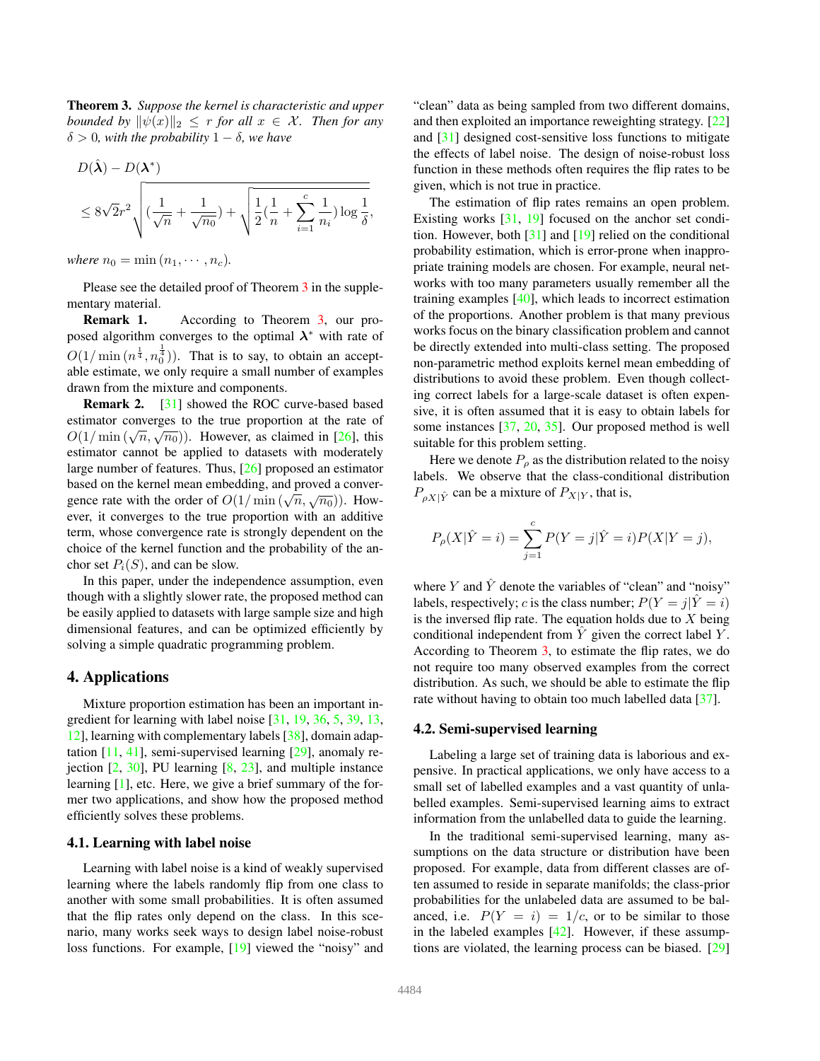**Theorem 3.** *Suppose the kernel is characteristic and upper bounded by $\|\psi(x)\|_2 \leq r$ for all $x \in \mathcal{X}$. Then for any $\delta > 0$, with the probability $1 - \delta$, we have*

$$D(\hat{\boldsymbol{\lambda}}) - D(\boldsymbol{\lambda}^*)$$
$$\leq 8\sqrt{2}r^2 \sqrt{(\frac{1}{\sqrt{n}} + \frac{1}{\sqrt{n_0}}) + \sqrt{\frac{1}{2}(\frac{1}{n} + \sum_{i=1}^{c} \frac{1}{n_i}) \log \frac{1}{\delta}}},$$

*where $n_0 = \min(n_1, \cdots, n_c)$.*

Please see the detailed proof of Theorem 3 in the supplementary material.

**Remark 1.** According to Theorem 3, our proposed algorithm converges to the optimal $\boldsymbol{\lambda}^*$ with rate of $O(1/\min(n^{\frac{1}{4}}, n_0^{\frac{1}{4}}))$. That is to say, to obtain an acceptable estimate, we only require a small number of examples drawn from the mixture and components.

**Remark 2.** [31] showed the ROC curve-based based estimator converges to the true proportion at the rate of $O(1/\min(\sqrt{n}, \sqrt{n_0}))$. However, as claimed in [26], this estimator cannot be applied to datasets with moderately large number of features. Thus, [26] proposed an estimator based on the kernel mean embedding, and proved a convergence rate with the order of $O(1/\min(\sqrt{n}, \sqrt{n_0}))$. However, it converges to the true proportion with an additive term, whose convergence rate is strongly dependent on the choice of the kernel function and the probability of the anchor set $P_i(S)$, and can be slow.

In this paper, under the independence assumption, even though with a slightly slower rate, the proposed method can be easily applied to datasets with large sample size and high dimensional features, and can be optimized efficiently by solving a simple quadratic programming problem.

## 4. Applications

Mixture proportion estimation has been an important ingredient for learning with label noise [31, 19, 36, 5, 39, 13, 12], learning with complementary labels [38], domain adaptation [11, 41], semi-supervised learning [29], anomaly rejection [2, 30], PU learning [8, 23], and multiple instance learning [1], etc. Here, we give a brief summary of the former two applications, and show how the proposed method efficiently solves these problems.

### 4.1. Learning with label noise

Learning with label noise is a kind of weakly supervised learning where the labels randomly flip from one class to another with some small probabilities. It is often assumed that the flip rates only depend on the class. In this scenario, many works seek ways to design label noise-robust loss functions. For example, [19] viewed the "noisy" and "clean" data as being sampled from two different domains, and then exploited an importance reweighting strategy. [22] and [31] designed cost-sensitive loss functions to mitigate the effects of label noise. The design of noise-robust loss function in these methods often requires the flip rates to be given, which is not true in practice.

The estimation of flip rates remains an open problem. Existing works [31, 19] focused on the anchor set condition. However, both [31] and [19] relied on the conditional probability estimation, which is error-prone when inappropriate training models are chosen. For example, neural networks with too many parameters usually remember all the training examples [40], which leads to incorrect estimation of the proportions. Another problem is that many previous works focus on the binary classification problem and cannot be directly extended into multi-class setting. The proposed non-parametric method exploits kernel mean embedding of distributions to avoid these problem. Even though collecting correct labels for a large-scale dataset is often expensive, it is often assumed that it is easy to obtain labels for some instances [37, 20, 35]. Our proposed method is well suitable for this problem setting.

Here we denote $P_\rho$ as the distribution related to the noisy labels. We observe that the class-conditional distribution $P_{\rho X|\hat{Y}}$ can be a mixture of $P_{X|Y}$, that is,

$$P_\rho(X|\hat{Y} = i) = \sum_{j=1}^{c} P(Y = j|\hat{Y} = i) P(X|Y = j),$$

where $Y$ and $\hat{Y}$ denote the variables of "clean" and "noisy" labels, respectively; $c$ is the class number; $P(Y = j|\hat{Y} = i)$ is the inversed flip rate. The equation holds due to $X$ being conditional independent from $\hat{Y}$ given the correct label $Y$. According to Theorem 3, to estimate the flip rates, we do not require too many observed examples from the correct distribution. As such, we should be able to estimate the flip rate without having to obtain too much labelled data [37].

### 4.2. Semi-supervised learning

Labeling a large set of training data is laborious and expensive. In practical applications, we only have access to a small set of labelled examples and a vast quantity of unlabelled examples. Semi-supervised learning aims to extract information from the unlabelled data to guide the learning.

In the traditional semi-supervised learning, many assumptions on the data structure or distribution have been proposed. For example, data from different classes are often assumed to reside in separate manifolds; the class-prior probabilities for the unlabeled data are assumed to be balanced, i.e. $P(Y = i) = 1/c$, or to be similar to those in the labeled examples [42]. However, if these assumptions are violated, the learning process can be biased. [29]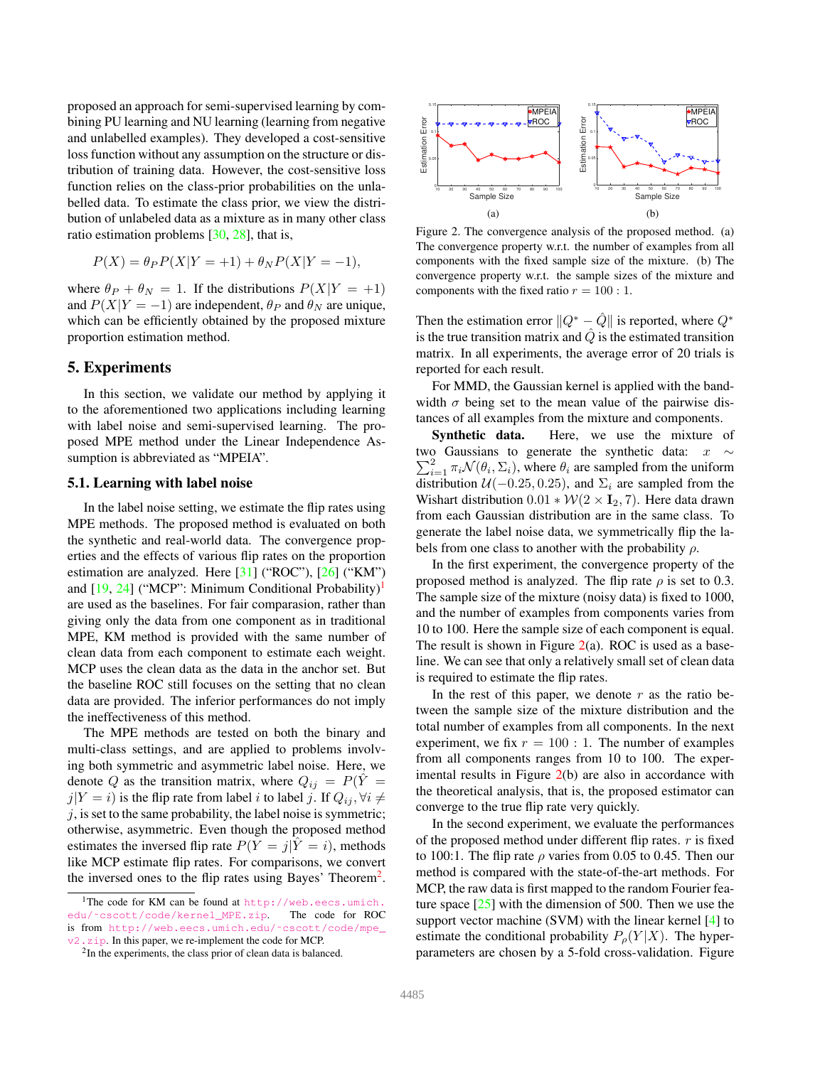proposed an approach for semi-supervised learning by combining PU learning and NU learning (learning from negative and unlabelled examples). They developed a cost-sensitive loss function without any assumption on the structure or distribution of training data. However, the cost-sensitive loss function relies on the class-prior probabilities on the unlabelled data. To estimate the class prior, we view the distribution of unlabeled data as a mixture as in many other class ratio estimation problems [30, 28], that is,

$$P(X) = \theta_P P(X|Y = +1) + \theta_N P(X|Y = -1),$$

where $\theta_P + \theta_N = 1$. If the distributions $P(X|Y = +1)$ and $P(X|Y = -1)$ are independent, $\theta_P$ and $\theta_N$ are unique, which can be efficiently obtained by the proposed mixture proportion estimation method.

## 5. Experiments

In this section, we validate our method by applying it to the aforementioned two applications including learning with label noise and semi-supervised learning. The proposed MPE method under the Linear Independence Assumption is abbreviated as "MPEIA".

### 5.1. Learning with label noise

In the label noise setting, we estimate the flip rates using MPE methods. The proposed method is evaluated on both the synthetic and real-world data. The convergence properties and the effects of various flip rates on the proportion estimation are analyzed. Here [31] ("ROC"), [26] ("KM") and [19, 24] ("MCP": Minimum Conditional Probability)[1] are used as the baselines. For fair comparasion, rather than giving only the data from one component as in traditional MPE, KM method is provided with the same number of clean data from each component to estimate each weight. MCP uses the clean data as the data in the anchor set. But the baseline ROC still focuses on the setting that no clean data are provided. The inferior performances do not imply the ineffectiveness of this method.

The MPE methods are tested on both the binary and multi-class settings, and are applied to problems involving both symmetric and asymmetric label noise. Here, we denote $Q$ as the transition matrix, where $Q_{ij} = P(\hat{Y} = j|Y = i)$ is the flip rate from label $i$ to label $j$. If $Q_{ij}, \forall i \neq j$, is set to the same probability, the label noise is symmetric; otherwise, asymmetric. Even though the proposed method estimates the inversed flip rate $P(Y = j|\hat{Y} = i)$, methods like MCP estimate flip rates. For comparisons, we convert the inversed ones to the flip rates using Bayes' Theorem[2].

[1] The code for KM can be found at http://web.eecs.umich.edu/~cscott/code/kernel_MPE.zip. The code for ROC is from http://web.eecs.umich.edu/~cscott/code/mpe_v2.zip. In this paper, we re-implement the code for MCP.

[2] In the experiments, the class prior of clean data is balanced.

Figure 2. The convergence analysis of the proposed method. (a) The convergence property w.r.t. the number of examples from all components with the fixed sample size of the mixture. (b) The convergence property w.r.t. the sample sizes of the mixture and components with the fixed ratio $r = 100 : 1$.

Then the estimation error $\|Q^* - \hat{Q}\|$ is reported, where $Q^*$ is the true transition matrix and $\hat{Q}$ is the estimated transition matrix. In all experiments, the average error of 20 trials is reported for each result.

For MMD, the Gaussian kernel is applied with the bandwidth $\sigma$ being set to the mean value of the pairwise distances of all examples from the mixture and components.

**Synthetic data.** Here, we use the mixture of two Gaussians to generate the synthetic data: $x \sim \sum_{i=1}^{2} \pi_i \mathcal{N}(\theta_i, \Sigma_i)$, where $\theta_i$ are sampled from the uniform distribution $\mathcal{U}(-0.25, 0.25)$, and $\Sigma_i$ are sampled from the Wishart distribution $0.01 * \mathcal{W}(2 \times \mathbf{I}_2, 7)$. Here data drawn from each Gaussian distribution are in the same class. To generate the label noise data, we symmetrically flip the labels from one class to another with the probability $\rho$.

In the first experiment, the convergence property of the proposed method is analyzed. The flip rate $\rho$ is set to 0.3. The sample size of the mixture (noisy data) is fixed to 1000, and the number of examples from components varies from 10 to 100. Here the sample size of each component is equal. The result is shown in Figure 2(a). ROC is used as a baseline. We can see that only a relatively small set of clean data is required to estimate the flip rates.

In the rest of this paper, we denote $r$ as the ratio between the sample size of the mixture distribution and the total number of examples from all components. In the next experiment, we fix $r = 100 : 1$. The number of examples from all components ranges from 10 to 100. The experimental results in Figure 2(b) are also in accordance with the theoretical analysis, that is, the proposed estimator can converge to the true flip rate very quickly.

In the second experiment, we evaluate the performances of the proposed method under different flip rates. $r$ is fixed to 100:1. The flip rate $\rho$ varies from 0.05 to 0.45. Then our method is compared with the state-of-the-art methods. For MCP, the raw data is first mapped to the random Fourier feature space [25] with the dimension of 500. Then we use the support vector machine (SVM) with the linear kernel [4] to estimate the conditional probability $P_\rho(Y|X)$. The hyperparameters are chosen by a 5-fold cross-validation. Figure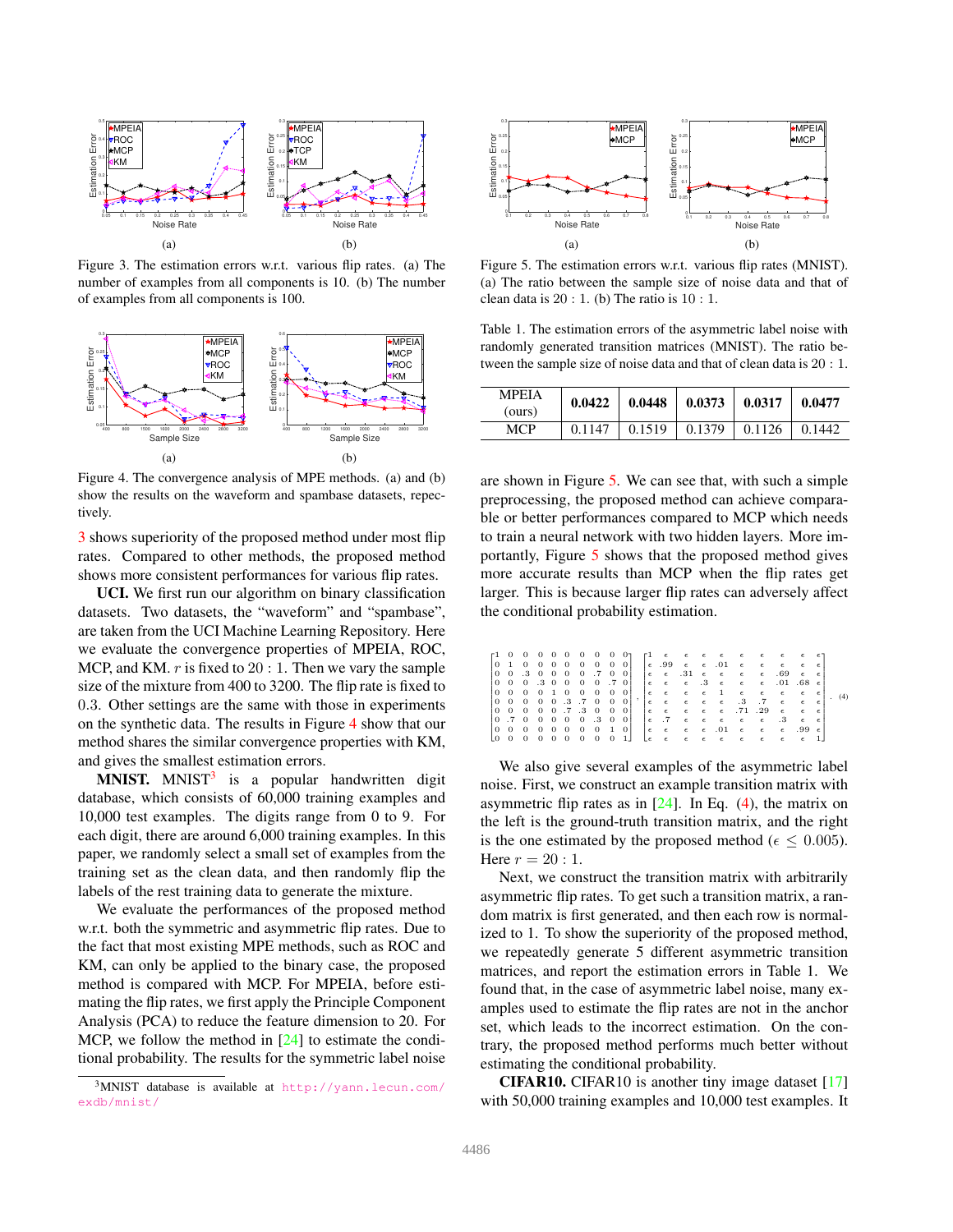Figure 3. The estimation errors w.r.t. various flip rates. (a) The number of examples from all components is 10. (b) The number of examples from all components is 100.

Figure 4. The convergence analysis of MPE methods. (a) and (b) show the results on the waveform and spambase datasets, repectively.

3 shows superiority of the proposed method under most flip rates. Compared to other methods, the proposed method shows more consistent performances for various flip rates.

**UCI.** We first run our algorithm on binary classification datasets. Two datasets, the "waveform" and "spambase", are taken from the UCI Machine Learning Repository. Here we evaluate the convergence properties of MPEIA, ROC, MCP, and KM. $r$ is fixed to $20 : 1$. Then we vary the sample size of the mixture from 400 to 3200. The flip rate is fixed to $0.3$. Other settings are the same with those in experiments on the synthetic data. The results in Figure 4 show that our method shares the similar convergence properties with KM, and gives the smallest estimation errors.

**MNIST.** MNIST[3] is a popular handwritten digit database, which consists of 60,000 training examples and 10,000 test examples. The digits range from 0 to 9. For each digit, there are around 6,000 training examples. In this paper, we randomly select a small set of examples from the training set as the clean data, and then randomly flip the labels of the rest training data to generate the mixture.

We evaluate the performances of the proposed method w.r.t. both the symmetric and asymmetric flip rates. Due to the fact that most existing MPE methods, such as ROC and KM, can only be applied to the binary case, the proposed method is compared with MCP. For MPEIA, before estimating the flip rates, we first apply the Principle Component Analysis (PCA) to reduce the feature dimension to 20. For MCP, we follow the method in [24] to estimate the conditional probability. The results for the symmetric label noise are shown in Figure 5. We can see that, with such a simple preprocessing, the proposed method can achieve comparable or better performances compared to MCP which needs to train a neural network with two hidden layers. More importantly, Figure 5 shows that the proposed method gives more accurate results than MCP when the flip rates get larger. This is because larger flip rates can adversely affect the conditional probability estimation.

[3] MNIST database is available at http://yann.lecun.com/exdb/mnist/

Figure 5. The estimation errors w.r.t. various flip rates (MNIST). (a) The ratio between the sample size of noise data and that of clean data is $20 : 1$. (b) The ratio is $10 : 1$.

Table 1. The estimation errors of the asymmetric label noise with randomly generated transition matrices (MNIST). The ratio between the sample size of noise data and that of clean data is $20 : 1$.

| MPEIA (ours) | **0.0422** | **0.0448** | **0.0373** | **0.0317** | **0.0477** |
|---|---|---|---|---|---|
| MCP | 0.1147 | 0.1519 | 0.1379 | 0.1126 | 0.1442 |

$$
\begin{bmatrix}
1 & 0 & 0 & 0 & 0 & 0 & 0 & 0 & 0 & 0 \\
0 & 1 & 0 & 0 & 0 & 0 & 0 & 0 & 0 & 0 \\
0 & 0 & .3 & 0 & 0 & 0 & 0 & .7 & 0 & 0 \\
0 & 0 & 0 & .3 & 0 & 0 & 0 & 0 & .7 & 0 \\
0 & 0 & 0 & 0 & 1 & 0 & 0 & 0 & 0 & 0 \\
0 & 0 & 0 & 0 & 0 & .3 & .7 & 0 & 0 & 0 \\
0 & 0 & 0 & 0 & 0 & .7 & .3 & 0 & 0 & 0 \\
0 & .7 & 0 & 0 & 0 & 0 & 0 & .3 & 0 & 0 \\
0 & 0 & 0 & 0 & 0 & 0 & 0 & 0 & 1 & 0 \\
0 & 0 & 0 & 0 & 0 & 0 & 0 & 0 & 0 & 1
\end{bmatrix},
\begin{bmatrix}
1 & \epsilon & \epsilon & \epsilon & \epsilon & \epsilon & \epsilon & \epsilon & \epsilon & \epsilon \\
\epsilon & .99 & \epsilon & \epsilon & .01 & \epsilon & \epsilon & \epsilon & \epsilon & \epsilon \\
\epsilon & \epsilon & .31 & \epsilon & \epsilon & \epsilon & \epsilon & .69 & \epsilon & \epsilon \\
\epsilon & \epsilon & \epsilon & .3 & \epsilon & \epsilon & \epsilon & .01 & .68 & \epsilon \\
\epsilon & \epsilon & \epsilon & \epsilon & 1 & \epsilon & \epsilon & \epsilon & \epsilon & \epsilon \\
\epsilon & \epsilon & \epsilon & \epsilon & \epsilon & .3 & .7 & \epsilon & \epsilon & \epsilon \\
\epsilon & \epsilon & \epsilon & \epsilon & \epsilon & .71 & .29 & \epsilon & \epsilon & \epsilon \\
\epsilon & .7 & \epsilon & \epsilon & \epsilon & \epsilon & \epsilon & .3 & \epsilon & \epsilon \\
\epsilon & \epsilon & \epsilon & \epsilon & .01 & \epsilon & \epsilon & \epsilon & .99 & \epsilon \\
\epsilon & \epsilon & \epsilon & \epsilon & \epsilon & \epsilon & \epsilon & \epsilon & \epsilon & 1
\end{bmatrix}. \quad (4)
$$

We also give several examples of the asymmetric label noise. First, we construct an example transition matrix with asymmetric flip rates as in [24]. In Eq. (4), the matrix on the left is the ground-truth transition matrix, and the right is the one estimated by the proposed method ($\epsilon \leq 0.005$). Here $r = 20 : 1$.

Next, we construct the transition matrix with arbitrarily asymmetric flip rates. To get such a transition matrix, a random matrix is first generated, and then each row is normalized to 1. To show the superiority of the proposed method, we repeatedly generate 5 different asymmetric transition matrices, and report the estimation errors in Table 1. We found that, in the case of asymmetric label noise, many examples used to estimate the flip rates are not in the anchor set, which leads to the incorrect estimation. On the contrary, the proposed method performs much better without estimating the conditional probability.

**CIFAR10.** CIFAR10 is another tiny image dataset [17] with 50,000 training examples and 10,000 test examples. It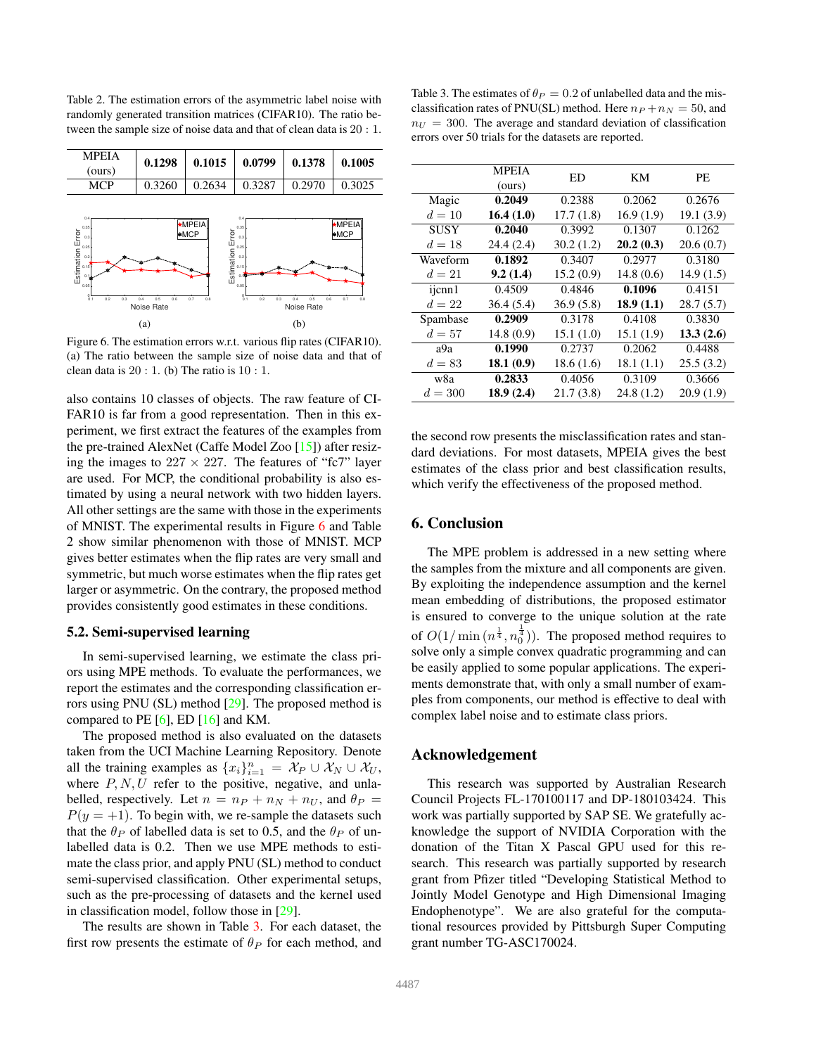Table 2. The estimation errors of the asymmetric label noise with randomly generated transition matrices (CIFAR10). The ratio between the sample size of noise data and that of clean data is $20:1$.

| MPEIA (ours) | **0.1298** | **0.1015** | **0.0799** | **0.1378** | **0.1005** |
|---|---|---|---|---|---|
| MCP | 0.3260 | 0.2634 | 0.3287 | 0.2970 | 0.3025 |

Figure 6. The estimation errors w.r.t. various flip rates (CIFAR10). (a) The ratio between the sample size of noise data and that of clean data is $20:1$. (b) The ratio is $10:1$.

also contains 10 classes of objects. The raw feature of CIFAR10 is far from a good representation. Then in this experiment, we first extract the features of the examples from the pre-trained AlexNet (Caffe Model Zoo [15]) after resizing the images to $227 \times 227$. The features of "fc7" layer are used. For MCP, the conditional probability is also estimated by using a neural network with two hidden layers. All other settings are the same with those in the experiments of MNIST. The experimental results in Figure 6 and Table 2 show similar phenomenon with those of MNIST. MCP gives better estimates when the flip rates are very small and symmetric, but much worse estimates when the flip rates get larger or asymmetric. On the contrary, the proposed method provides consistently good estimates in these conditions.

### 5.2. Semi-supervised learning

In semi-supervised learning, we estimate the class priors using MPE methods. To evaluate the performances, we report the estimates and the corresponding classification errors using PNU (SL) method [29]. The proposed method is compared to PE [6], ED [16] and KM.

The proposed method is also evaluated on the datasets taken from the UCI Machine Learning Repository. Denote all the training examples as $\{x_i\}_{i=1}^n = \mathcal{X}_P \cup \mathcal{X}_N \cup \mathcal{X}_U$, where $P, N, U$ refer to the positive, negative, and unlabelled, respectively. Let $n = n_P + n_N + n_U$, and $\theta_P = P(y=+1)$. To begin with, we re-sample the datasets such that the $\theta_P$ of labelled data is set to 0.5, and the $\theta_P$ of unlabelled data is 0.2. Then we use MPE methods to estimate the class prior, and apply PNU (SL) method to conduct semi-supervised classification. Other experimental setups, such as the pre-processing of datasets and the kernel used in classification model, follow those in [29].

The results are shown in Table 3. For each dataset, the first row presents the estimate of $\theta_P$ for each method, and the second row presents the misclassification rates and standard deviations. For most datasets, MPEIA gives the best estimates of the class prior and best classification results, which verify the effectiveness of the proposed method.

Table 3. The estimates of $\theta_P = 0.2$ of unlabelled data and the misclassification rates of PNU(SL) method. Here $n_P + n_N = 50$, and $n_U = 300$. The average and standard deviation of classification errors over 50 trials for the datasets are reported.

| | MPEIA (ours) | ED | KM | PE |
|---|---|---|---|---|
| Magic | **0.2049** | 0.2388 | 0.2062 | 0.2676 |
| $d=10$ | **16.4 (1.0)** | 17.7 (1.8) | 16.9 (1.9) | 19.1 (3.9) |
| SUSY | **0.2040** | 0.3992 | 0.1307 | 0.1262 |
| $d=18$ | 24.4 (2.4) | 30.2 (1.2) | **20.2 (0.3)** | 20.6 (0.7) |
| Waveform | **0.1892** | 0.3407 | 0.2977 | 0.3180 |
| $d=21$ | **9.2 (1.4)** | 15.2 (0.9) | 14.8 (0.6) | 14.9 (1.5) |
| ijcnn1 | 0.4509 | 0.4846 | **0.1096** | 0.4151 |
| $d=22$ | 36.4 (5.4) | 36.9 (5.8) | **18.9 (1.1)** | 28.7 (5.7) |
| Spambase | **0.2909** | 0.3178 | 0.4108 | 0.3830 |
| $d=57$ | 14.8 (0.9) | 15.1 (1.0) | 15.1 (1.9) | **13.3 (2.6)** |
| a9a | **0.1990** | 0.2737 | 0.2062 | 0.4488 |
| $d=83$ | **18.1 (0.9)** | 18.6 (1.6) | 18.1 (1.1) | 25.5 (3.2) |
| w8a | **0.2833** | 0.4056 | 0.3109 | 0.3666 |
| $d=300$ | **18.9 (2.4)** | 21.7 (3.8) | 24.8 (1.2) | 20.9 (1.9) |

## 6. Conclusion

The MPE problem is addressed in a new setting where the samples from the mixture and all components are given. By exploiting the independence assumption and the kernel mean embedding of distributions, the proposed estimator is ensured to converge to the unique solution at the rate of $O(1/\min(n^{\frac{1}{4}}, n_0^{\frac{1}{4}}))$. The proposed method requires to solve only a simple convex quadratic programming and can be easily applied to some popular applications. The experiments demonstrate that, with only a small number of examples from components, our method is effective to deal with complex label noise and to estimate class priors.

## Acknowledgement

This research was supported by Australian Research Council Projects FL-170100117 and DP-180103424. This work was partially supported by SAP SE. We gratefully acknowledge the support of NVIDIA Corporation with the donation of the Titan X Pascal GPU used for this research. This research was partially supported by research grant from Pfizer titled "Developing Statistical Method to Jointly Model Genotype and High Dimensional Imaging Endophenotype". We are also grateful for the computational resources provided by Pittsburgh Super Computing grant number TG-ASC170024.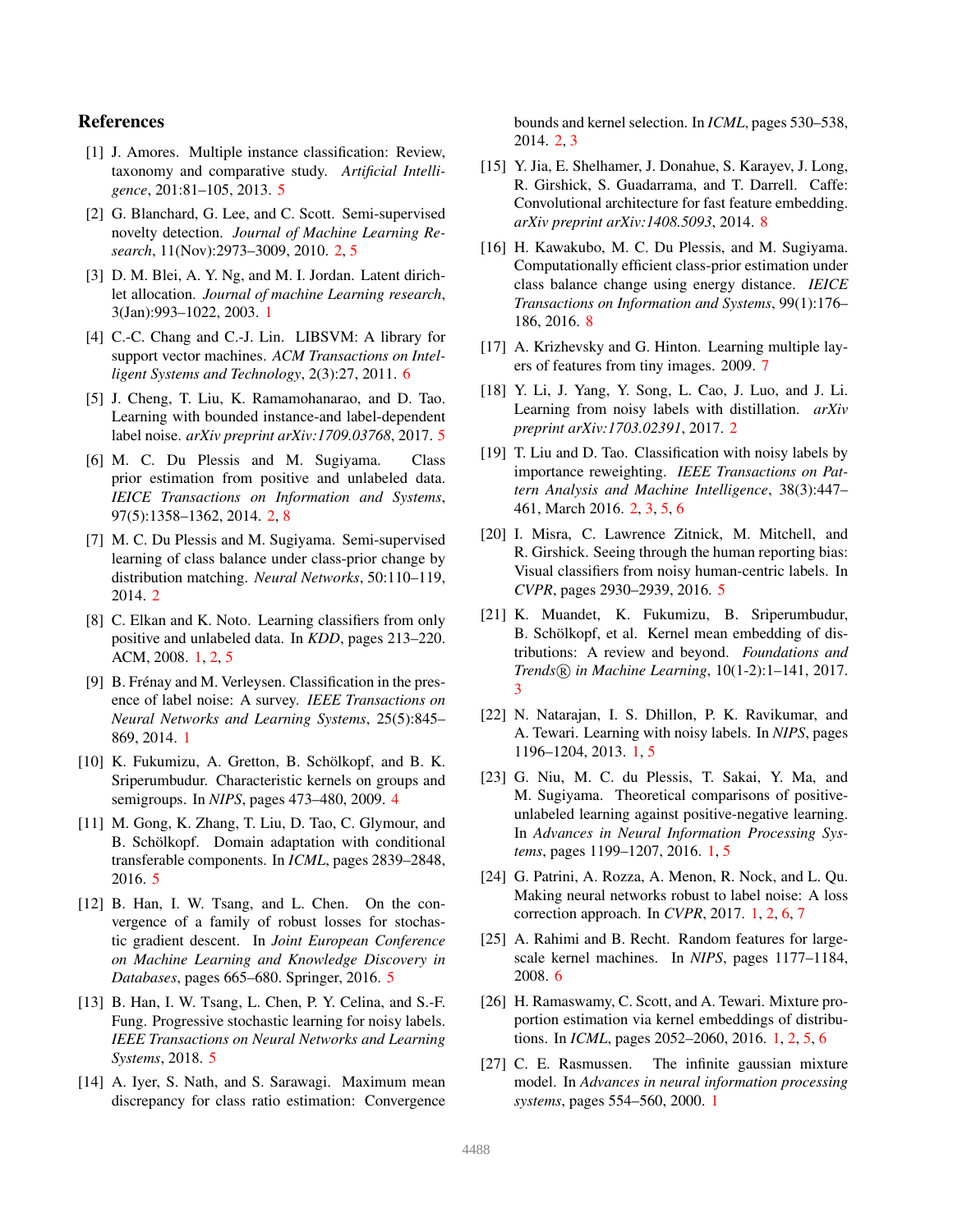## References

[1] J. Amores. Multiple instance classification: Review, taxonomy and comparative study. *Artificial Intelligence*, 201:81–105, 2013. 5

[2] G. Blanchard, G. Lee, and C. Scott. Semi-supervised novelty detection. *Journal of Machine Learning Research*, 11(Nov):2973–3009, 2010. 2, 5

[3] D. M. Blei, A. Y. Ng, and M. I. Jordan. Latent dirichlet allocation. *Journal of machine Learning research*, 3(Jan):993–1022, 2003. 1

[4] C.-C. Chang and C.-J. Lin. LIBSVM: A library for support vector machines. *ACM Transactions on Intelligent Systems and Technology*, 2(3):27, 2011. 6

[5] J. Cheng, T. Liu, K. Ramamohanarao, and D. Tao. Learning with bounded instance-and label-dependent label noise. *arXiv preprint arXiv:1709.03768*, 2017. 5

[6] M. C. Du Plessis and M. Sugiyama. Class prior estimation from positive and unlabeled data. *IEICE Transactions on Information and Systems*, 97(5):1358–1362, 2014. 2, 8

[7] M. C. Du Plessis and M. Sugiyama. Semi-supervised learning of class balance under class-prior change by distribution matching. *Neural Networks*, 50:110–119, 2014. 2

[8] C. Elkan and K. Noto. Learning classifiers from only positive and unlabeled data. In *KDD*, pages 213–220. ACM, 2008. 1, 2, 5

[9] B. Frénay and M. Verleysen. Classification in the presence of label noise: A survey. *IEEE Transactions on Neural Networks and Learning Systems*, 25(5):845–869, 2014. 1

[10] K. Fukumizu, A. Gretton, B. Schölkopf, and B. K. Sriperumbudur. Characteristic kernels on groups and semigroups. In *NIPS*, pages 473–480, 2009. 4

[11] M. Gong, K. Zhang, T. Liu, D. Tao, C. Glymour, and B. Schölkopf. Domain adaptation with conditional transferable components. In *ICML*, pages 2839–2848, 2016. 5

[12] B. Han, I. W. Tsang, and L. Chen. On the convergence of a family of robust losses for stochastic gradient descent. In *Joint European Conference on Machine Learning and Knowledge Discovery in Databases*, pages 665–680. Springer, 2016. 5

[13] B. Han, I. W. Tsang, L. Chen, P. Y. Celina, and S.-F. Fung. Progressive stochastic learning for noisy labels. *IEEE Transactions on Neural Networks and Learning Systems*, 2018. 5

[14] A. Iyer, S. Nath, and S. Sarawagi. Maximum mean discrepancy for class ratio estimation: Convergence bounds and kernel selection. In *ICML*, pages 530–538, 2014. 2, 3

[15] Y. Jia, E. Shelhamer, J. Donahue, S. Karayev, J. Long, R. Girshick, S. Guadarrama, and T. Darrell. Caffe: Convolutional architecture for fast feature embedding. *arXiv preprint arXiv:1408.5093*, 2014. 8

[16] H. Kawakubo, M. C. Du Plessis, and M. Sugiyama. Computationally efficient class-prior estimation under class balance change using energy distance. *IEICE Transactions on Information and Systems*, 99(1):176–186, 2016. 8

[17] A. Krizhevsky and G. Hinton. Learning multiple layers of features from tiny images. 2009. 7

[18] Y. Li, J. Yang, Y. Song, L. Cao, J. Luo, and J. Li. Learning from noisy labels with distillation. *arXiv preprint arXiv:1703.02391*, 2017. 2

[19] T. Liu and D. Tao. Classification with noisy labels by importance reweighting. *IEEE Transactions on Pattern Analysis and Machine Intelligence*, 38(3):447–461, March 2016. 2, 3, 5, 6

[20] I. Misra, C. Lawrence Zitnick, M. Mitchell, and R. Girshick. Seeing through the human reporting bias: Visual classifiers from noisy human-centric labels. In *CVPR*, pages 2930–2939, 2016. 5

[21] K. Muandet, K. Fukumizu, B. Sriperumbudur, B. Schölkopf, et al. Kernel mean embedding of distributions: A review and beyond. *Foundations and Trends® in Machine Learning*, 10(1-2):1–141, 2017. 3

[22] N. Natarajan, I. S. Dhillon, P. K. Ravikumar, and A. Tewari. Learning with noisy labels. In *NIPS*, pages 1196–1204, 2013. 1, 5

[23] G. Niu, M. C. du Plessis, T. Sakai, Y. Ma, and M. Sugiyama. Theoretical comparisons of positive-unlabeled learning against positive-negative learning. In *Advances in Neural Information Processing Systems*, pages 1199–1207, 2016. 1, 5

[24] G. Patrini, A. Rozza, A. Menon, R. Nock, and L. Qu. Making neural networks robust to label noise: A loss correction approach. In *CVPR*, 2017. 1, 2, 6, 7

[25] A. Rahimi and B. Recht. Random features for large-scale kernel machines. In *NIPS*, pages 1177–1184, 2008. 6

[26] H. Ramaswamy, C. Scott, and A. Tewari. Mixture proportion estimation via kernel embeddings of distributions. In *ICML*, pages 2052–2060, 2016. 1, 2, 5, 6

[27] C. E. Rasmussen. The infinite gaussian mixture model. In *Advances in neural information processing systems*, pages 554–560, 2000. 1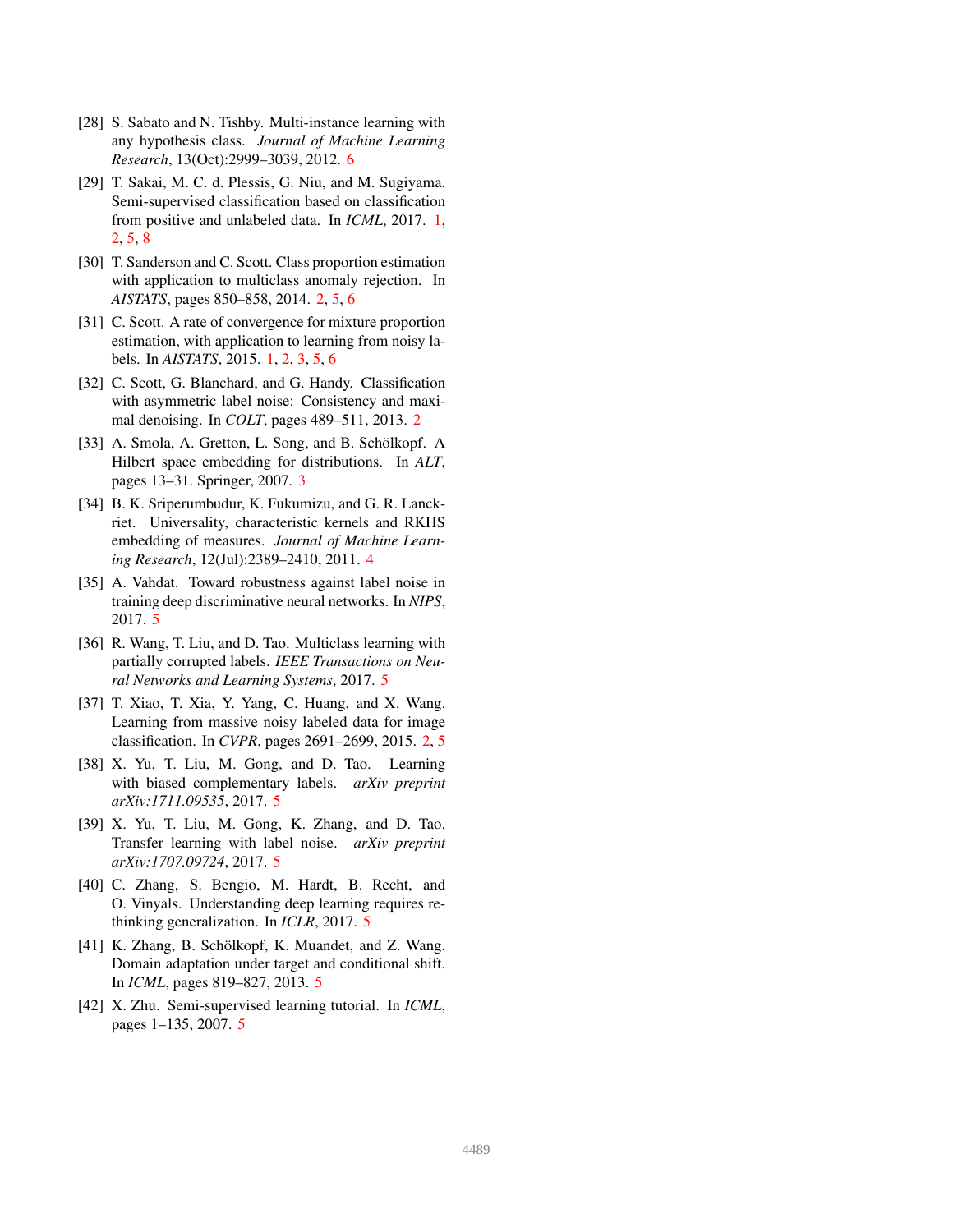[28] S. Sabato and N. Tishby. Multi-instance learning with any hypothesis class. *Journal of Machine Learning Research*, 13(Oct):2999–3039, 2012. 6

[29] T. Sakai, M. C. d. Plessis, G. Niu, and M. Sugiyama. Semi-supervised classification based on classification from positive and unlabeled data. In *ICML*, 2017. 1, 2, 5, 8

[30] T. Sanderson and C. Scott. Class proportion estimation with application to multiclass anomaly rejection. In *AISTATS*, pages 850–858, 2014. 2, 5, 6

[31] C. Scott. A rate of convergence for mixture proportion estimation, with application to learning from noisy labels. In *AISTATS*, 2015. 1, 2, 3, 5, 6

[32] C. Scott, G. Blanchard, and G. Handy. Classification with asymmetric label noise: Consistency and maximal denoising. In *COLT*, pages 489–511, 2013. 2

[33] A. Smola, A. Gretton, L. Song, and B. Schölkopf. A Hilbert space embedding for distributions. In *ALT*, pages 13–31. Springer, 2007. 3

[34] B. K. Sriperumbudur, K. Fukumizu, and G. R. Lanckriet. Universality, characteristic kernels and RKHS embedding of measures. *Journal of Machine Learning Research*, 12(Jul):2389–2410, 2011. 4

[35] A. Vahdat. Toward robustness against label noise in training deep discriminative neural networks. In *NIPS*, 2017. 5

[36] R. Wang, T. Liu, and D. Tao. Multiclass learning with partially corrupted labels. *IEEE Transactions on Neural Networks and Learning Systems*, 2017. 5

[37] T. Xiao, T. Xia, Y. Yang, C. Huang, and X. Wang. Learning from massive noisy labeled data for image classification. In *CVPR*, pages 2691–2699, 2015. 2, 5

[38] X. Yu, T. Liu, M. Gong, and D. Tao. Learning with biased complementary labels. *arXiv preprint arXiv:1711.09535*, 2017. 5

[39] X. Yu, T. Liu, M. Gong, K. Zhang, and D. Tao. Transfer learning with label noise. *arXiv preprint arXiv:1707.09724*, 2017. 5

[40] C. Zhang, S. Bengio, M. Hardt, B. Recht, and O. Vinyals. Understanding deep learning requires rethinking generalization. In *ICLR*, 2017. 5

[41] K. Zhang, B. Schölkopf, K. Muandet, and Z. Wang. Domain adaptation under target and conditional shift. In *ICML*, pages 819–827, 2013. 5

[42] X. Zhu. Semi-supervised learning tutorial. In *ICML*, pages 1–135, 2007. 5